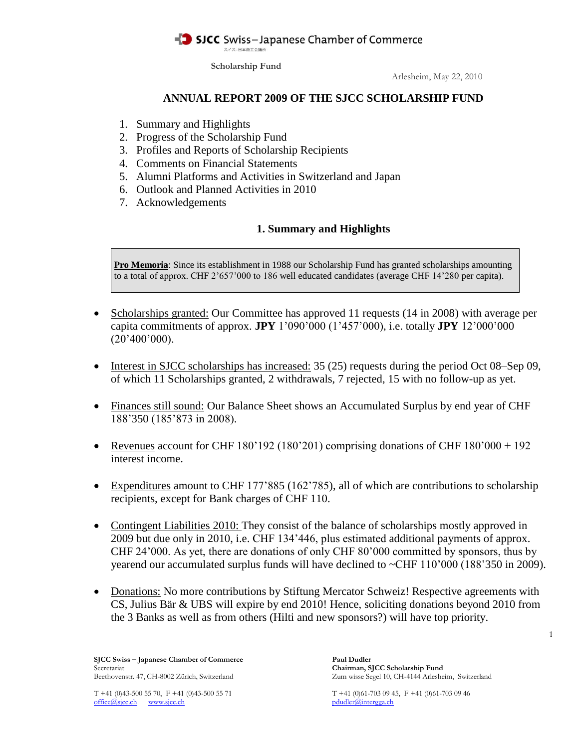SJCC Swiss – Japanese Chamber of Commerce

スイス–日本商工会議所

**Scholarship Fund**

Arlesheim, May 22, 2010

# ANNUAL REPORT 2009 OF THE SJCC SCHOLARSHIP FUND

1. Summary and Highlights
2. Progress of the Scholarship Fund
3. Profiles and Reports of Scholarship Recipients
4. Comments on Financial Statements
5. Alumni Platforms and Activities in Switzerland and Japan
6. Outlook and Planned Activities in 2010
7. Acknowledgements

## 1. Summary and Highlights

> **Pro Memoria**: Since its establishment in 1988 our Scholarship Fund has granted scholarships amounting to a total of approx. CHF 2'657'000 to 186 well educated candidates (average CHF 14'280 per capita).

- Scholarships granted: Our Committee has approved 11 requests (14 in 2008) with average per capita commitments of approx. **JPY** 1'090'000 (1'457'000), i.e. totally **JPY** 12'000'000 (20'400'000).
- Interest in SJCC scholarships has increased: 35 (25) requests during the period Oct 08–Sep 09, of which 11 Scholarships granted, 2 withdrawals, 7 rejected, 15 with no follow-up as yet.
- Finances still sound: Our Balance Sheet shows an Accumulated Surplus by end year of CHF 188'350 (185'873 in 2008).
- Revenues account for CHF 180'192 (180'201) comprising donations of CHF 180'000 + 192 interest income.
- Expenditures amount to CHF 177'885 (162'785), all of which are contributions to scholarship recipients, except for Bank charges of CHF 110.
- Contingent Liabilities 2010: They consist of the balance of scholarships mostly approved in 2009 but due only in 2010, i.e. CHF 134'446, plus estimated additional payments of approx. CHF 24'000. As yet, there are donations of only CHF 80'000 committed by sponsors, thus by yearend our accumulated surplus funds will have declined to ~CHF 110'000 (188'350 in 2009).
- Donations: No more contributions by Stiftung Mercator Schweiz! Respective agreements with CS, Julius Bär & UBS will expire by end 2010! Hence, soliciting donations beyond 2010 from the 3 Banks as well as from others (Hilti and new sponsors?) will have top priority.

**SJCC Swiss – Japanese Chamber of Commerce**
Secretariat
Beethovenstr. 47, CH-8002 Zürich, Switzerland

T +41 (0)43-500 55 70, F +41 (0)43-500 55 71
office@sjcc.ch www.sjcc.ch

**Paul Dudler**
**Chairman, SJCC Scholarship Fund**
Zum wisse Segel 10, CH-4144 Arlesheim, Switzerland

T +41 (0)61-703 09 45, F +41 (0)61-703 09 46
pdudler@intergga.ch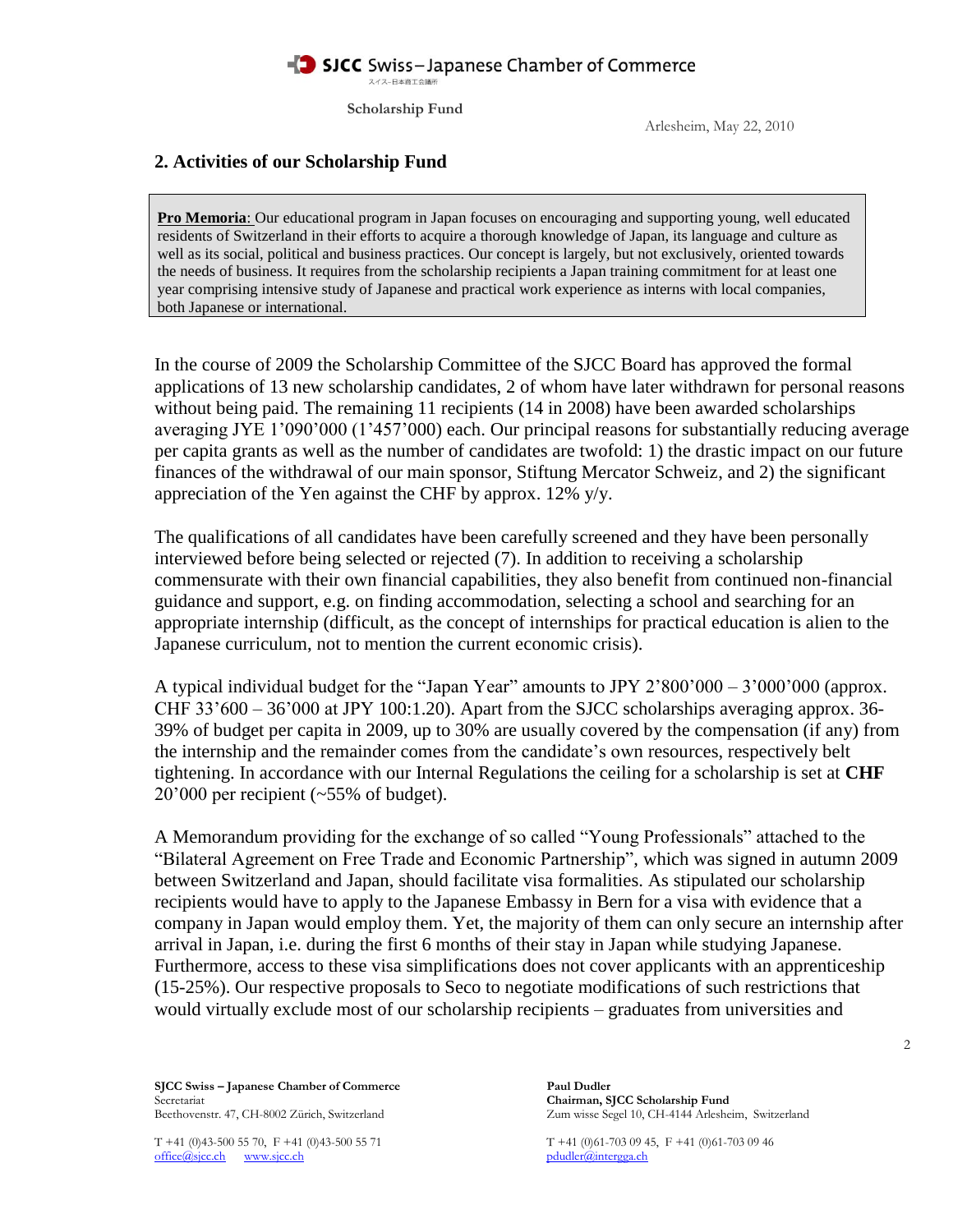Scholarship Fund

Arlesheim, May 22, 2010

## 2. Activities of our Scholarship Fund

**Pro Memoria**: Our educational program in Japan focuses on encouraging and supporting young, well educated residents of Switzerland in their efforts to acquire a thorough knowledge of Japan, its language and culture as well as its social, political and business practices. Our concept is largely, but not exclusively, oriented towards the needs of business. It requires from the scholarship recipients a Japan training commitment for at least one year comprising intensive study of Japanese and practical work experience as interns with local companies, both Japanese or international.

In the course of 2009 the Scholarship Committee of the SJCC Board has approved the formal applications of 13 new scholarship candidates, 2 of whom have later withdrawn for personal reasons without being paid. The remaining 11 recipients (14 in 2008) have been awarded scholarships averaging JYE 1'090'000 (1'457'000) each. Our principal reasons for substantially reducing average per capita grants as well as the number of candidates are twofold: 1) the drastic impact on our future finances of the withdrawal of our main sponsor, Stiftung Mercator Schweiz, and 2) the significant appreciation of the Yen against the CHF by approx. 12% y/y.

The qualifications of all candidates have been carefully screened and they have been personally interviewed before being selected or rejected (7). In addition to receiving a scholarship commensurate with their own financial capabilities, they also benefit from continued non-financial guidance and support, e.g. on finding accommodation, selecting a school and searching for an appropriate internship (difficult, as the concept of internships for practical education is alien to the Japanese curriculum, not to mention the current economic crisis).

A typical individual budget for the "Japan Year" amounts to JPY 2'800'000 – 3'000'000 (approx. CHF 33'600 – 36'000 at JPY 100:1.20). Apart from the SJCC scholarships averaging approx. 36-39% of budget per capita in 2009, up to 30% are usually covered by the compensation (if any) from the internship and the remainder comes from the candidate's own resources, respectively belt tightening. In accordance with our Internal Regulations the ceiling for a scholarship is set at **CHF** 20'000 per recipient (~55% of budget).

A Memorandum providing for the exchange of so called "Young Professionals" attached to the "Bilateral Agreement on Free Trade and Economic Partnership", which was signed in autumn 2009 between Switzerland and Japan, should facilitate visa formalities. As stipulated our scholarship recipients would have to apply to the Japanese Embassy in Bern for a visa with evidence that a company in Japan would employ them. Yet, the majority of them can only secure an internship after arrival in Japan, i.e. during the first 6 months of their stay in Japan while studying Japanese. Furthermore, access to these visa simplifications does not cover applicants with an apprenticeship (15-25%). Our respective proposals to Seco to negotiate modifications of such restrictions that would virtually exclude most of our scholarship recipients – graduates from universities and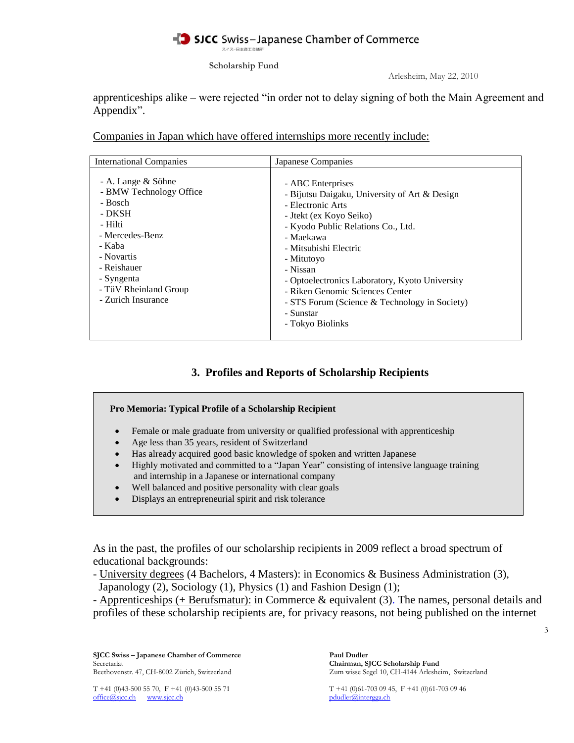apprenticeships alike – were rejected “in order not to delay signing of both the Main Agreement and Appendix”.

Companies in Japan which have offered internships more recently include:

| International Companies | Japanese Companies |
|---|---|
| - A. Lange & Söhne<br>- BMW Technology Office<br>- Bosch<br>- DKSH<br>- Hilti<br>- Mercedes-Benz<br>- Kaba<br>- Novartis<br>- Reishauer<br>- Syngenta<br>- TüV Rheinland Group<br>- Zurich Insurance | - ABC Enterprises<br>- Bijutsu Daigaku, University of Art & Design<br>- Electronic Arts<br>- Jtekt (ex Koyo Seiko)<br>- Kyodo Public Relations Co., Ltd.<br>- Maekawa<br>- Mitsubishi Electric<br>- Mitutoyo<br>- Nissan<br>- Optoelectronics Laboratory, Kyoto University<br>- Riken Genomic Sciences Center<br>- STS Forum (Science & Technology in Society)<br>- Sunstar<br>- Tokyo Biolinks |

## 3. Profiles and Reports of Scholarship Recipients

**Pro Memoria: Typical Profile of a Scholarship Recipient**

- Female or male graduate from university or qualified professional with apprenticeship
- Age less than 35 years, resident of Switzerland
- Has already acquired good basic knowledge of spoken and written Japanese
- Highly motivated and committed to a “Japan Year” consisting of intensive language training and internship in a Japanese or international company
- Well balanced and positive personality with clear goals
- Displays an entrepreneurial spirit and risk tolerance

As in the past, the profiles of our scholarship recipients in 2009 reflect a broad spectrum of educational backgrounds:
- University degrees (4 Bachelors, 4 Masters): in Economics & Business Administration (3), Japanology (2), Sociology (1), Physics (1) and Fashion Design (1);
- Apprenticeships (+ Berufsmatur): in Commerce & equivalent (3). The names, personal details and profiles of these scholarship recipients are, for privacy reasons, not being published on the internet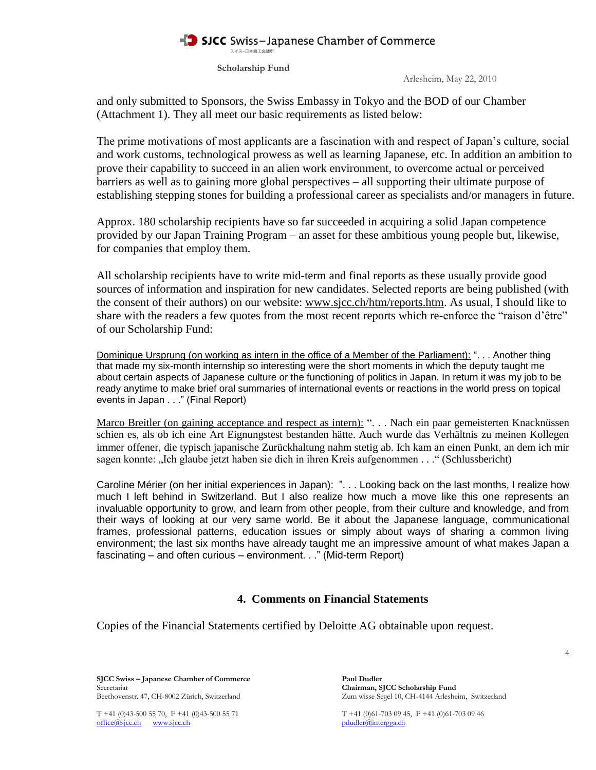and only submitted to Sponsors, the Swiss Embassy in Tokyo and the BOD of our Chamber (Attachment 1). They all meet our basic requirements as listed below:

The prime motivations of most applicants are a fascination with and respect of Japan's culture, social and work customs, technological prowess as well as learning Japanese, etc. In addition an ambition to prove their capability to succeed in an alien work environment, to overcome actual or perceived barriers as well as to gaining more global perspectives – all supporting their ultimate purpose of establishing stepping stones for building a professional career as specialists and/or managers in future.

Approx. 180 scholarship recipients have so far succeeded in acquiring a solid Japan competence provided by our Japan Training Program – an asset for these ambitious young people but, likewise, for companies that employ them.

All scholarship recipients have to write mid-term and final reports as these usually provide good sources of information and inspiration for new candidates. Selected reports are being published (with the consent of their authors) on our website: www.sjcc.ch/htm/reports.htm. As usual, I should like to share with the readers a few quotes from the most recent reports which re-enforce the "raison d'être" of our Scholarship Fund:

Dominique Ursprung (on working as intern in the office of a Member of the Parliament): ". . . Another thing that made my six-month internship so interesting were the short moments in which the deputy taught me about certain aspects of Japanese culture or the functioning of politics in Japan. In return it was my job to be ready anytime to make brief oral summaries of international events or reactions in the world press on topical events in Japan . . ." (Final Report)

Marco Breitler (on gaining acceptance and respect as intern): ". . . Nach ein paar gemeisterten Knacknüssen schien es, als ob ich eine Art Eignungstest bestanden hätte. Auch wurde das Verhältnis zu meinen Kollegen immer offener, die typisch japanische Zurückhaltung nahm stetig ab. Ich kam an einen Punkt, an dem ich mir sagen konnte: „Ich glaube jetzt haben sie dich in ihren Kreis aufgenommen . . ." (Schlussbericht)

Caroline Mérier (on her initial experiences in Japan): ". . . Looking back on the last months, I realize how much I left behind in Switzerland. But I also realize how much a move like this one represents an invaluable opportunity to grow, and learn from other people, from their culture and knowledge, and from their ways of looking at our very same world. Be it about the Japanese language, communicational frames, professional patterns, education issues or simply about ways of sharing a common living environment; the last six months have already taught me an impressive amount of what makes Japan a fascinating – and often curious – environment. . ." (Mid-term Report)

## 4. Comments on Financial Statements

Copies of the Financial Statements certified by Deloitte AG obtainable upon request.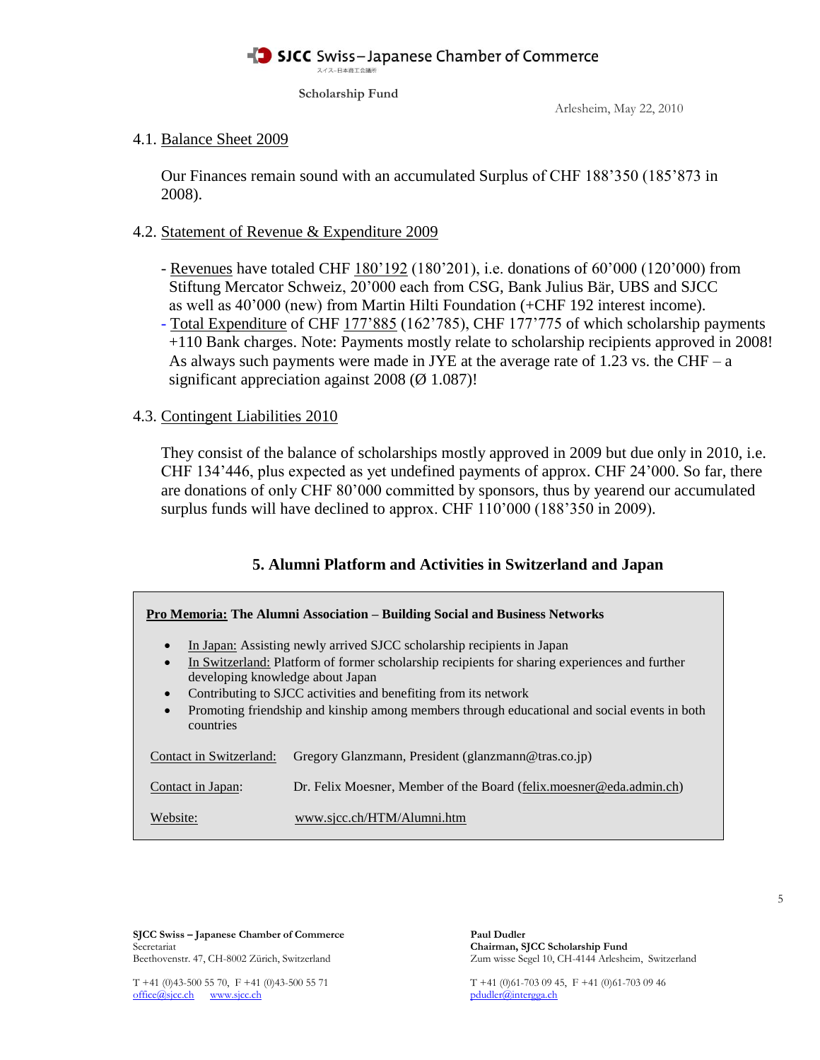Scholarship Fund

Arlesheim, May 22, 2010

4.1. Balance Sheet 2009

Our Finances remain sound with an accumulated Surplus of CHF 188'350 (185'873 in 2008).

4.2. Statement of Revenue & Expenditure 2009

- Revenues have totaled CHF 180'192 (180'201), i.e. donations of 60'000 (120'000) from Stiftung Mercator Schweiz, 20'000 each from CSG, Bank Julius Bär, UBS and SJCC as well as 40'000 (new) from Martin Hilti Foundation (+CHF 192 interest income).
- Total Expenditure of CHF 177'885 (162'785), CHF 177'775 of which scholarship payments +110 Bank charges. Note: Payments mostly relate to scholarship recipients approved in 2008! As always such payments were made in JYE at the average rate of 1.23 vs. the CHF – a significant appreciation against 2008 (Ø 1.087)!

4.3. Contingent Liabilities 2010

They consist of the balance of scholarships mostly approved in 2009 but due only in 2010, i.e. CHF 134'446, plus expected as yet undefined payments of approx. CHF 24'000. So far, there are donations of only CHF 80'000 committed by sponsors, thus by yearend our accumulated surplus funds will have declined to approx. CHF 110'000 (188'350 in 2009).

## 5. Alumni Platform and Activities in Switzerland and Japan

**Pro Memoria: The Alumni Association – Building Social and Business Networks**

- In Japan: Assisting newly arrived SJCC scholarship recipients in Japan
- In Switzerland: Platform of former scholarship recipients for sharing experiences and further developing knowledge about Japan
- Contributing to SJCC activities and benefiting from its network
- Promoting friendship and kinship among members through educational and social events in both countries

| | |
|---|---|
| Contact in Switzerland: | Gregory Glanzmann, President (glanzmann@tras.co.jp) |
| Contact in Japan: | Dr. Felix Moesner, Member of the Board (felix.moesner@eda.admin.ch) |
| Website: | www.sjcc.ch/HTM/Alumni.htm |

**SJCC Swiss – Japanese Chamber of Commerce**
Secretariat
Beethovenstr. 47, CH-8002 Zürich, Switzerland

T +41 (0)43-500 55 70, F +41 (0)43-500 55 71
office@sjcc.ch www.sjcc.ch

**Paul Dudler**
**Chairman, SJCC Scholarship Fund**
Zum wisse Segel 10, CH-4144 Arlesheim, Switzerland

T +41 (0)61-703 09 45, F +41 (0)61-703 09 46
pdudler@intergga.ch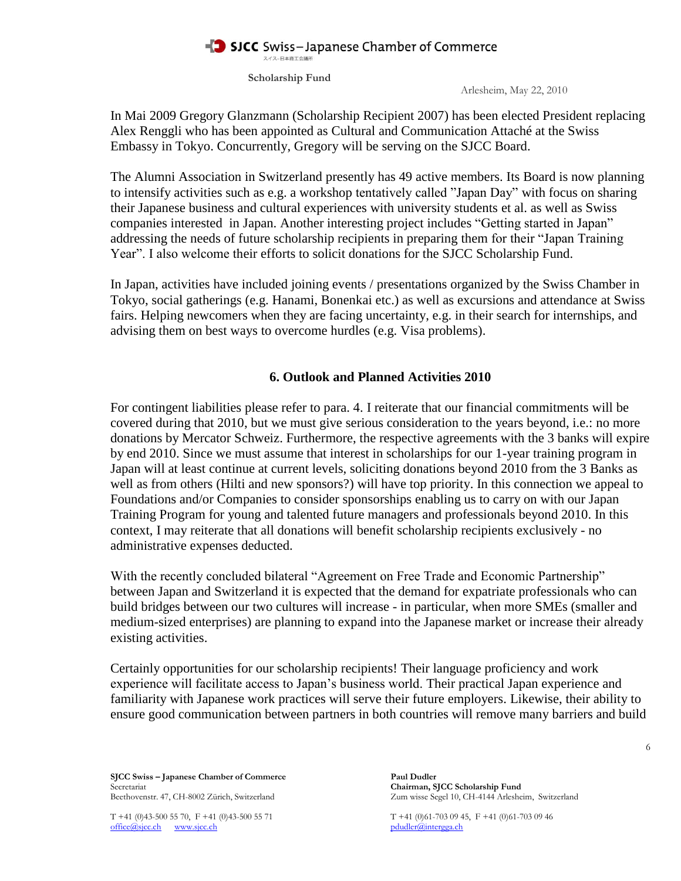In Mai 2009 Gregory Glanzmann (Scholarship Recipient 2007) has been elected President replacing Alex Renggli who has been appointed as Cultural and Communication Attaché at the Swiss Embassy in Tokyo. Concurrently, Gregory will be serving on the SJCC Board.

The Alumni Association in Switzerland presently has 49 active members. Its Board is now planning to intensify activities such as e.g. a workshop tentatively called "Japan Day" with focus on sharing their Japanese business and cultural experiences with university students et al. as well as Swiss companies interested in Japan. Another interesting project includes "Getting started in Japan" addressing the needs of future scholarship recipients in preparing them for their "Japan Training Year". I also welcome their efforts to solicit donations for the SJCC Scholarship Fund.

In Japan, activities have included joining events / presentations organized by the Swiss Chamber in Tokyo, social gatherings (e.g. Hanami, Bonenkai etc.) as well as excursions and attendance at Swiss fairs. Helping newcomers when they are facing uncertainty, e.g. in their search for internships, and advising them on best ways to overcome hurdles (e.g. Visa problems).

## 6. Outlook and Planned Activities 2010

For contingent liabilities please refer to para. 4. I reiterate that our financial commitments will be covered during that 2010, but we must give serious consideration to the years beyond, i.e.: no more donations by Mercator Schweiz. Furthermore, the respective agreements with the 3 banks will expire by end 2010. Since we must assume that interest in scholarships for our 1-year training program in Japan will at least continue at current levels, soliciting donations beyond 2010 from the 3 Banks as well as from others (Hilti and new sponsors?) will have top priority. In this connection we appeal to Foundations and/or Companies to consider sponsorships enabling us to carry on with our Japan Training Program for young and talented future managers and professionals beyond 2010. In this context, I may reiterate that all donations will benefit scholarship recipients exclusively - no administrative expenses deducted.

With the recently concluded bilateral "Agreement on Free Trade and Economic Partnership" between Japan and Switzerland it is expected that the demand for expatriate professionals who can build bridges between our two cultures will increase - in particular, when more SMEs (smaller and medium-sized enterprises) are planning to expand into the Japanese market or increase their already existing activities.

Certainly opportunities for our scholarship recipients! Their language proficiency and work experience will facilitate access to Japan's business world. Their practical Japan experience and familiarity with Japanese work practices will serve their future employers. Likewise, their ability to ensure good communication between partners in both countries will remove many barriers and build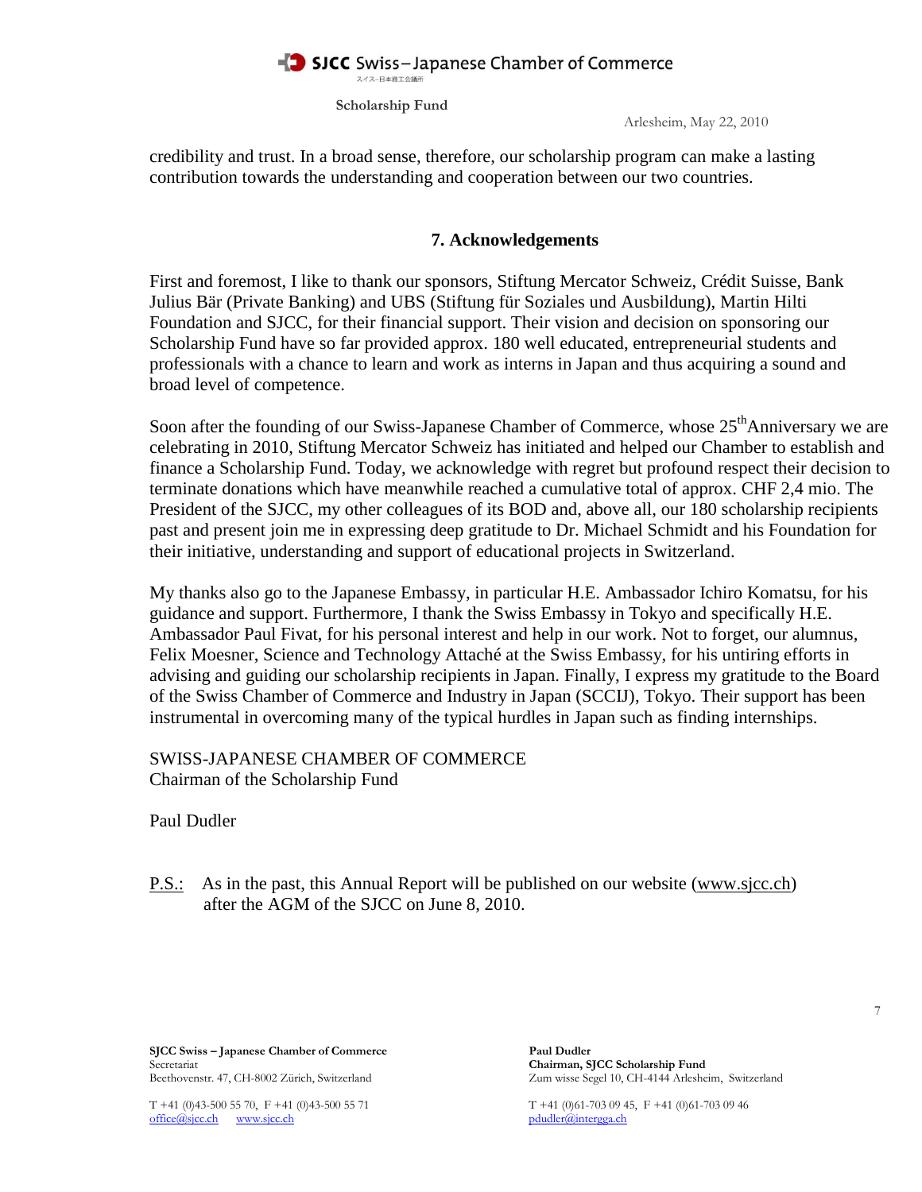credibility and trust. In a broad sense, therefore, our scholarship program can make a lasting contribution towards the understanding and cooperation between our two countries.

## 7. Acknowledgements

First and foremost, I like to thank our sponsors, Stiftung Mercator Schweiz, Crédit Suisse, Bank Julius Bär (Private Banking) and UBS (Stiftung für Soziales und Ausbildung), Martin Hilti Foundation and SJCC, for their financial support. Their vision and decision on sponsoring our Scholarship Fund have so far provided approx. 180 well educated, entrepreneurial students and professionals with a chance to learn and work as interns in Japan and thus acquiring a sound and broad level of competence.

Soon after the founding of our Swiss-Japanese Chamber of Commerce, whose 25th Anniversary we are celebrating in 2010, Stiftung Mercator Schweiz has initiated and helped our Chamber to establish and finance a Scholarship Fund. Today, we acknowledge with regret but profound respect their decision to terminate donations which have meanwhile reached a cumulative total of approx. CHF 2,4 mio. The President of the SJCC, my other colleagues of its BOD and, above all, our 180 scholarship recipients past and present join me in expressing deep gratitude to Dr. Michael Schmidt and his Foundation for their initiative, understanding and support of educational projects in Switzerland.

My thanks also go to the Japanese Embassy, in particular H.E. Ambassador Ichiro Komatsu, for his guidance and support. Furthermore, I thank the Swiss Embassy in Tokyo and specifically H.E. Ambassador Paul Fivat, for his personal interest and help in our work. Not to forget, our alumnus, Felix Moesner, Science and Technology Attaché at the Swiss Embassy, for his untiring efforts in advising and guiding our scholarship recipients in Japan. Finally, I express my gratitude to the Board of the Swiss Chamber of Commerce and Industry in Japan (SCCIJ), Tokyo. Their support has been instrumental in overcoming many of the typical hurdles in Japan such as finding internships.

SWISS-JAPANESE CHAMBER OF COMMERCE
Chairman of the Scholarship Fund

Paul Dudler

P.S.: As in the past, this Annual Report will be published on our website (www.sjcc.ch) after the AGM of the SJCC on June 8, 2010.